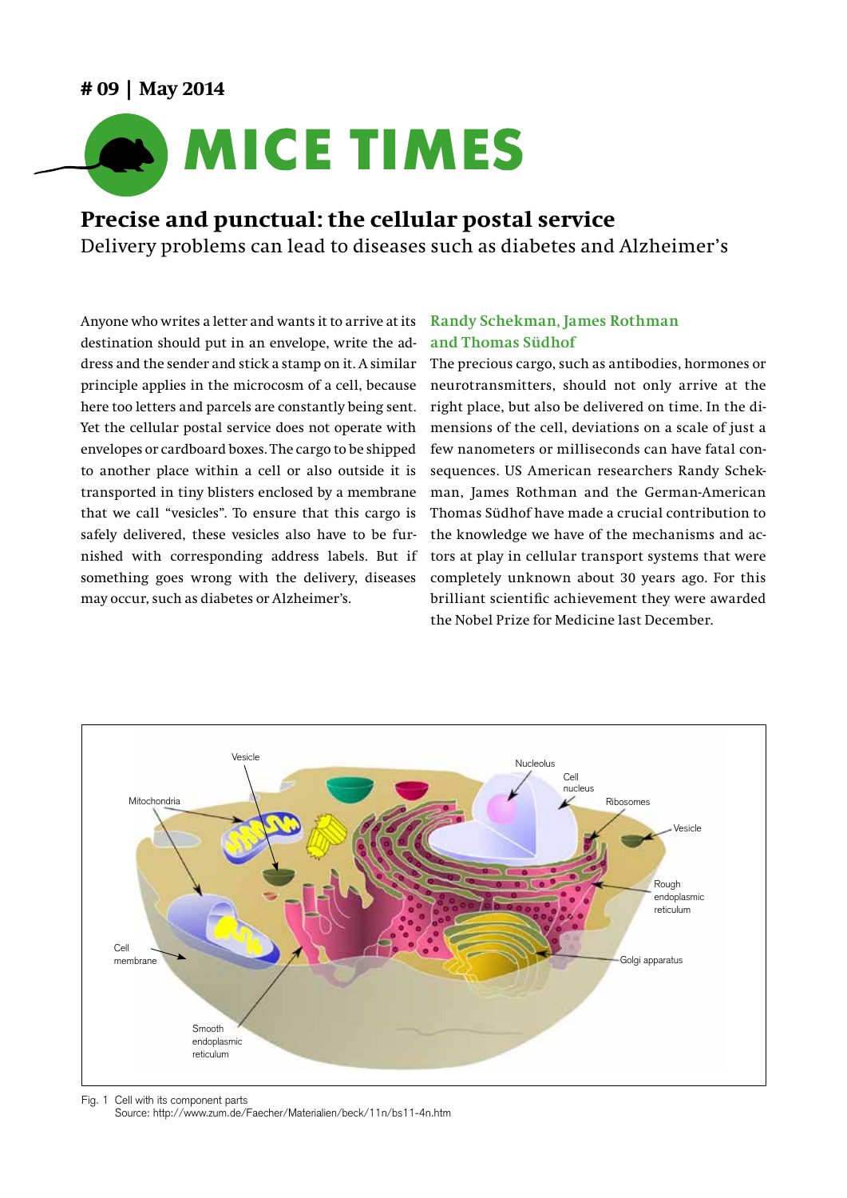# 09 | May 2014

# MICE TIMES

## Precise and punctual: the cellular postal service

Delivery problems can lead to diseases such as diabetes and Alzheimer's

Anyone who writes a letter and wants it to arrive at its destination should put in an envelope, write the address and the sender and stick a stamp on it. A similar principle applies in the microcosm of a cell, because here too letters and parcels are constantly being sent. Yet the cellular postal service does not operate with envelopes or cardboard boxes. The cargo to be shipped to another place within a cell or also outside it is transported in tiny blisters enclosed by a membrane that we call "vesicles". To ensure that this cargo is safely delivered, these vesicles also have to be furnished with corresponding address labels. But if something goes wrong with the delivery, diseases may occur, such as diabetes or Alzheimer's.

### Randy Schekman, James Rothman and Thomas Südhof

The precious cargo, such as antibodies, hormones or neurotransmitters, should not only arrive at the right place, but also be delivered on time. In the dimensions of the cell, deviations on a scale of just a few nanometers or milliseconds can have fatal consequences. US American researchers Randy Schekman, James Rothman and the German-American Thomas Südhof have made a crucial contribution to the knowledge we have of the mechanisms and actors at play in cellular transport systems that were completely unknown about 30 years ago. For this brilliant scientific achievement they were awarded the Nobel Prize for Medicine last December.

Fig. 1 Cell with its component parts
Source: http://www.zum.de/Faecher/Materialien/beck/11n/bs11-4n.htm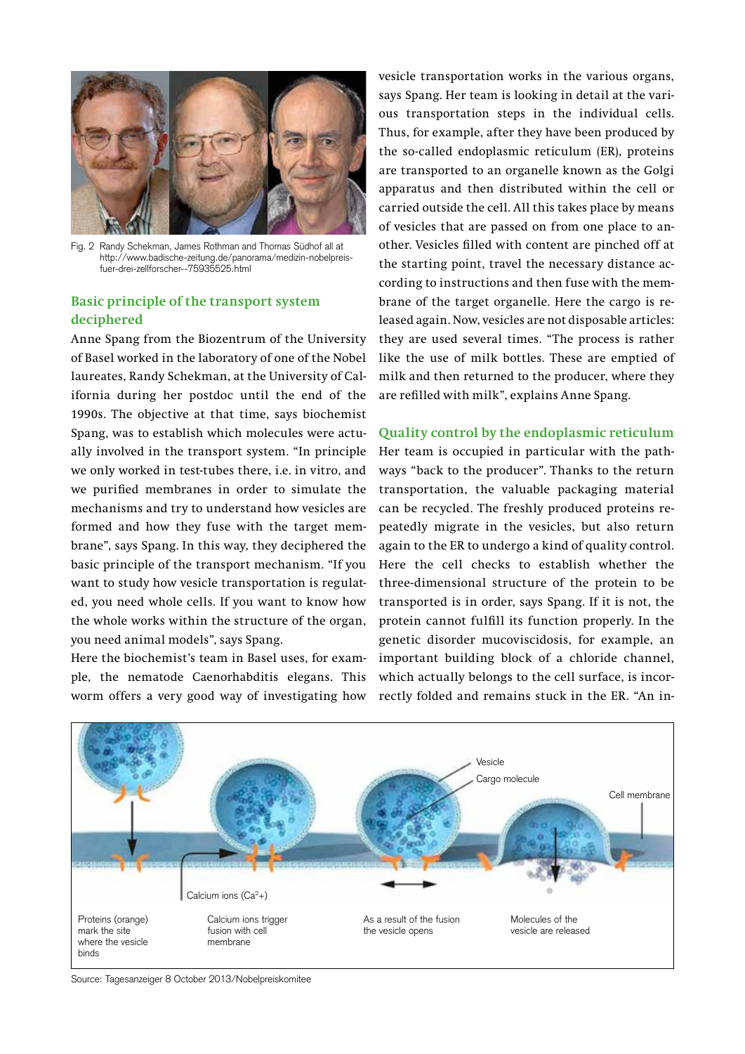Fig. 2 Randy Schekman, James Rothman and Thomas Südhof all at http://www.badische-zeitung.de/panorama/medizin-nobelpreis-fuer-drei-zellforscher--75935525.html

## Basic principle of the transport system deciphered

Anne Spang from the Biozentrum of the University of Basel worked in the laboratory of one of the Nobel laureates, Randy Schekman, at the University of California during her postdoc until the end of the 1990s. The objective at that time, says biochemist Spang, was to establish which molecules were actually involved in the transport system. "In principle we only worked in test-tubes there, i.e. in vitro, and we purified membranes in order to simulate the mechanisms and try to understand how vesicles are formed and how they fuse with the target membrane", says Spang. In this way, they deciphered the basic principle of the transport mechanism. "If you want to study how vesicle transportation is regulated, you need whole cells. If you want to know how the whole works within the structure of the organ, you need animal models", says Spang.

Here the biochemist's team in Basel uses, for example, the nematode Caenorhabditis elegans. This worm offers a very good way of investigating how vesicle transportation works in the various organs, says Spang. Her team is looking in detail at the various transportation steps in the individual cells. Thus, for example, after they have been produced by the so-called endoplasmic reticulum (ER), proteins are transported to an organelle known as the Golgi apparatus and then distributed within the cell or carried outside the cell. All this takes place by means of vesicles that are passed on from one place to another. Vesicles filled with content are pinched off at the starting point, travel the necessary distance according to instructions and then fuse with the membrane of the target organelle. Here the cargo is released again. Now, vesicles are not disposable articles: they are used several times. "The process is rather like the use of milk bottles. These are emptied of milk and then returned to the producer, where they are refilled with milk", explains Anne Spang.

## Quality control by the endoplasmic reticulum

Her team is occupied in particular with the pathways "back to the producer". Thanks to the return transportation, the valuable packaging material can be recycled. The freshly produced proteins repeatedly migrate in the vesicles, but also return again to the ER to undergo a kind of quality control. Here the cell checks to establish whether the three-dimensional structure of the protein to be transported is in order, says Spang. If it is not, the protein cannot fulfill its function properly. In the genetic disorder mucoviscidosis, for example, an important building block of a chloride channel, which actually belongs to the cell surface, is incorrectly folded and remains stuck in the ER. "An in-

Vesicle
Cargo molecule
Cell membrane
Calcium ions ($Ca^{2+}$)

Proteins (orange) mark the site where the vesicle binds

Calcium ions trigger fusion with cell membrane

As a result of the fusion the vesicle opens

Molecules of the vesicle are released

Source: Tagesanzeiger 8 October 2013/Nobelpreiskomitee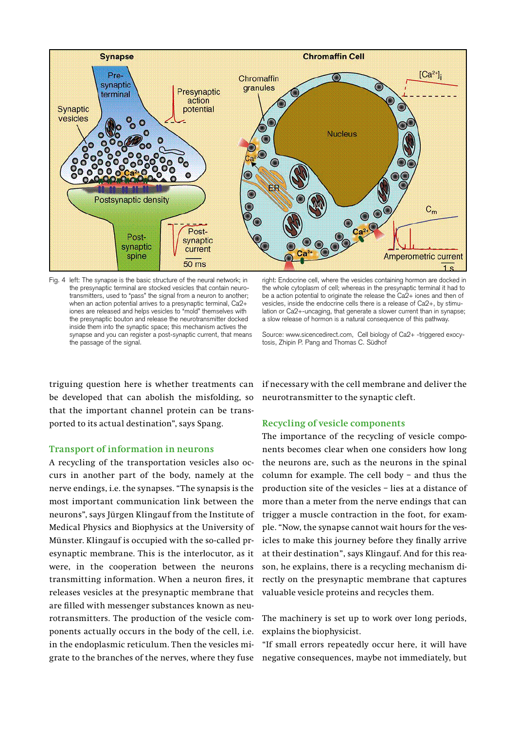Fig. 4 left: The synapse is the basic structure of the neural network; in the presynaptic terminal are stocked vesicles that contain neurotransmitters, used to "pass" the signal from a neuron to another; when an action potential arrives to a presynaptic terminal, Ca2+ iones are released and helps vesicles to "mold" themselves with the presynaptic bouton and release the neurotransmitter docked inside them into the synaptic space; this mechanism actives the synapse and you can register a post-synaptic current, that means the passage of the signal.

right: Endocrine cell, where the vesicles containing hormon are docked in the whole cytoplasm of cell; whereas in the presynaptic terminal it had to be a action potential to originate the release the Ca2+ iones and then of vesicles, inside the endocrine cells there is a release of Ca2+, by stimulation or Ca2+-uncaging, that generate a slower current than in synapse; a slow release of hormon is a natural consequence of this pathway.

Source: www.sicencedirect.com, Cell biology of Ca2+ -triggered exocytosis, Zhipin P. Pang and Thomas C. Südhof

triguing question here is whether treatments can be developed that can abolish the misfolding, so that the important channel protein can be transported to its actual destination", says Spang.

## Transport of information in neurons

A recycling of the transportation vesicles also occurs in another part of the body, namely at the nerve endings, i.e. the synapses. "The synapsis is the most important communication link between the neurons", says Jürgen Klingauf from the Institute of Medical Physics and Biophysics at the University of Münster. Klingauf is occupied with the so-called presynaptic membrane. This is the interlocutor, as it were, in the cooperation between the neurons transmitting information. When a neuron fires, it releases vesicles at the presynaptic membrane that are filled with messenger substances known as neurotransmitters. The production of the vesicle components actually occurs in the body of the cell, i.e. in the endoplasmic reticulum. Then the vesicles migrate to the branches of the nerves, where they fuse if necessary with the cell membrane and deliver the neurotransmitter to the synaptic cleft.

## Recycling of vesicle components

The importance of the recycling of vesicle components becomes clear when one considers how long the neurons are, such as the neurons in the spinal column for example. The cell body – and thus the production site of the vesicles – lies at a distance of more than a meter from the nerve endings that can trigger a muscle contraction in the foot, for example. "Now, the synapse cannot wait hours for the vesicles to make this journey before they finally arrive at their destination", says Klingauf. And for this reason, he explains, there is a recycling mechanism directly on the presynaptic membrane that captures valuable vesicle proteins and recycles them.

The machinery is set up to work over long periods, explains the biophysicist.

"If small errors repeatedly occur here, it will have negative consequences, maybe not immediately, but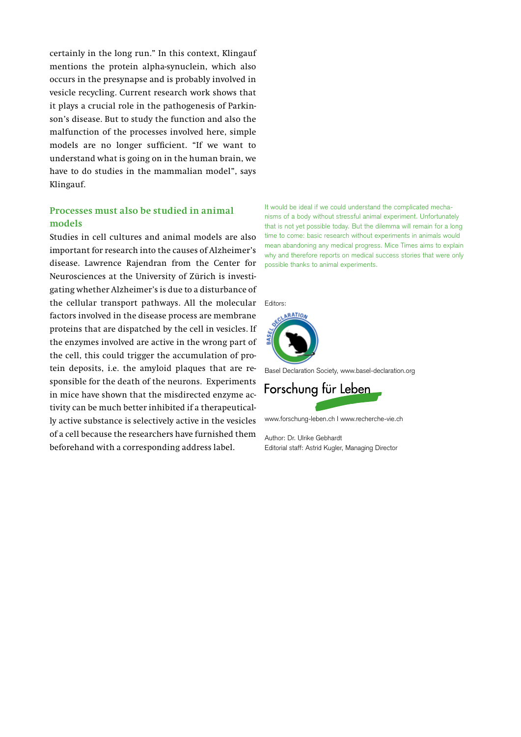certainly in the long run." In this context, Klingauf mentions the protein alpha-synuclein, which also occurs in the presynapse and is probably involved in vesicle recycling. Current research work shows that it plays a crucial role in the pathogenesis of Parkinson's disease. But to study the function and also the malfunction of the processes involved here, simple models are no longer sufficient. "If we want to understand what is going on in the human brain, we have to do studies in the mammalian model", says Klingauf.

## Processes must also be studied in animal models

Studies in cell cultures and animal models are also important for research into the causes of Alzheimer's disease. Lawrence Rajendran from the Center for Neurosciences at the University of Zürich is investigating whether Alzheimer's is due to a disturbance of the cellular transport pathways. All the molecular factors involved in the disease process are membrane proteins that are dispatched by the cell in vesicles. If the enzymes involved are active in the wrong part of the cell, this could trigger the accumulation of protein deposits, i.e. the amyloid plaques that are responsible for the death of the neurons. Experiments in mice have shown that the misdirected enzyme activity can be much better inhibited if a therapeutically active substance is selectively active in the vesicles of a cell because the researchers have furnished them beforehand with a corresponding address label.

It would be ideal if we could understand the complicated mechanisms of a body without stressful animal experiment. Unfortunately that is not yet possible today. But the dilemma will remain for a long time to come: basic research without experiments in animals would mean abandoning any medical progress. Mice Times aims to explain why and therefore reports on medical success stories that were only possible thanks to animal experiments.

Editors:

Basel Declaration Society, www.basel-declaration.org

Forschung für Leben

www.forschung-leben.ch I www.recherche-vie.ch

Author: Dr. Ulrike Gebhardt
Editorial staff: Astrid Kugler, Managing Director